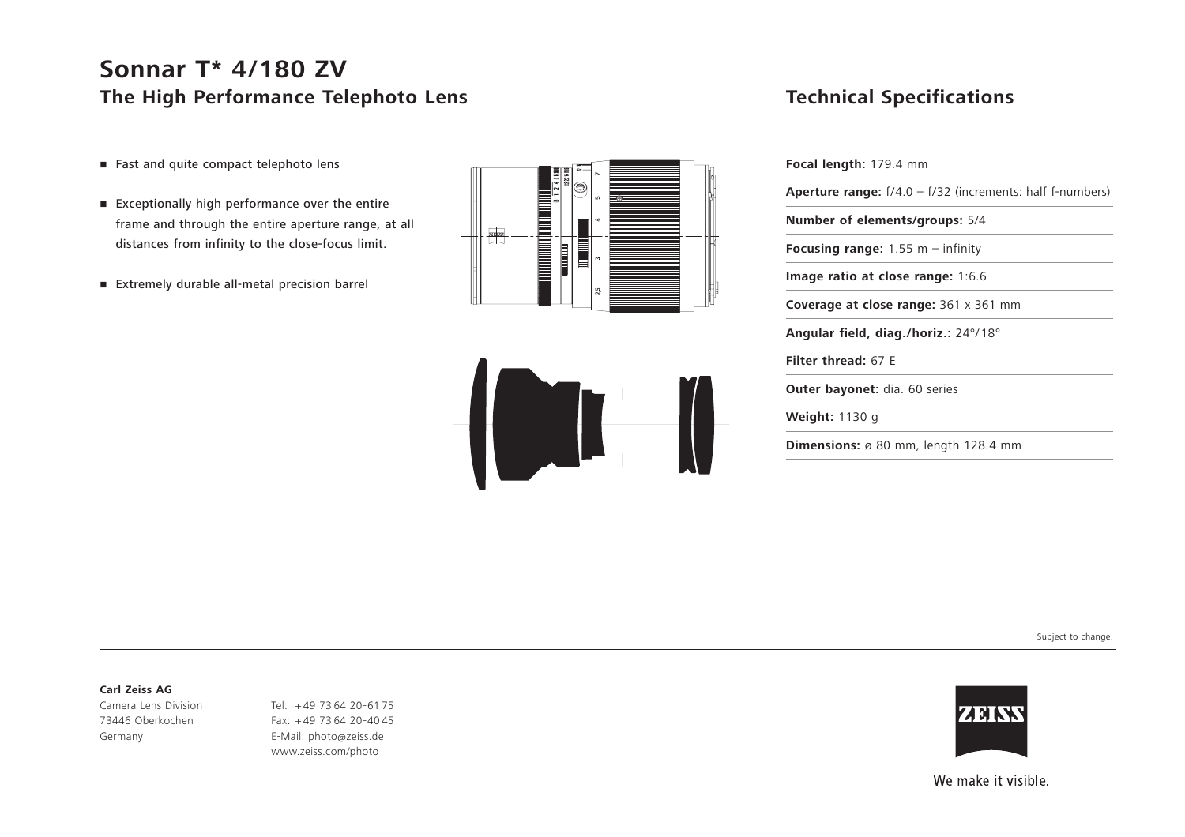# Sonnar T* 4/180 ZV

## The High Performance Telephoto Lens

- Fast and quite compact telephoto lens
- Exceptionally high performance over the entire frame and through the entire aperture range, at all distances from infinity to the close-focus limit.
- Extremely durable all-metal precision barrel

## Technical Specifications

**Focal length:** 179.4 mm

**Aperture range:** f/4.0 – f/32 (increments: half f-numbers)

**Number of elements/groups:** 5/4

**Focusing range:** 1.55 m – infinity

**Image ratio at close range:** 1:6.6

**Coverage at close range:** 361 x 361 mm

**Angular field, diag./horiz.:** 24°/18°

**Filter thread:** 67 E

**Outer bayonet:** dia. 60 series

**Weight:** 1130 g

**Dimensions:** ø 80 mm, length 128.4 mm

Subject to change.

**Carl Zeiss AG**
Camera Lens Division
73446 Oberkochen
Germany

Tel: +49 73 64 20-61 75
Fax: +49 73 64 20-40 45
E-Mail: photo@zeiss.de
www.zeiss.com/photo

ZEISS

We make it visible.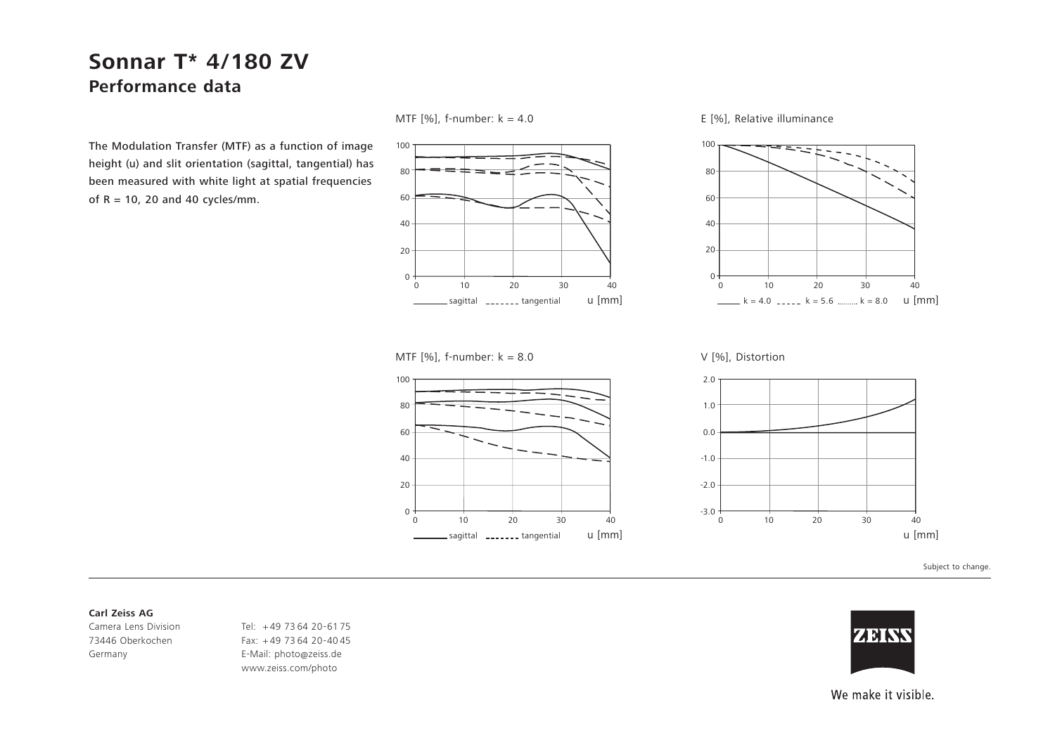# Sonnar T* 4/180 ZV

## Performance data

The Modulation Transfer (MTF) as a function of image height (u) and slit orientation (sagittal, tangential) has been measured with white light at spatial frequencies of R = 10, 20 and 40 cycles/mm.

MTF [%], f-number: k = 4.0

100
80
60
40
20
0
0 10 20 30 40
sagittal tangential u [mm]

E [%], Relative illuminance

100
80
60
40
20
0
0 10 20 30 40
k = 4.0 k = 5.6 k = 8.0 u [mm]

MTF [%], f-number: k = 8.0

100
80
60
40
20
0
0 10 20 30 40
sagittal tangential u [mm]

V [%], Distortion

2.0
1.0
0.0
-1.0
-2.0
-3.0
0 10 20 30 40
u [mm]

Subject to change.

**Carl Zeiss AG**
Camera Lens Division
73446 Oberkochen
Germany

Tel: +49 73 64 20-61 75
Fax: +49 73 64 20-40 45
E-Mail: photo@zeiss.de
www.zeiss.com/photo

ZEISS

We make it visible.